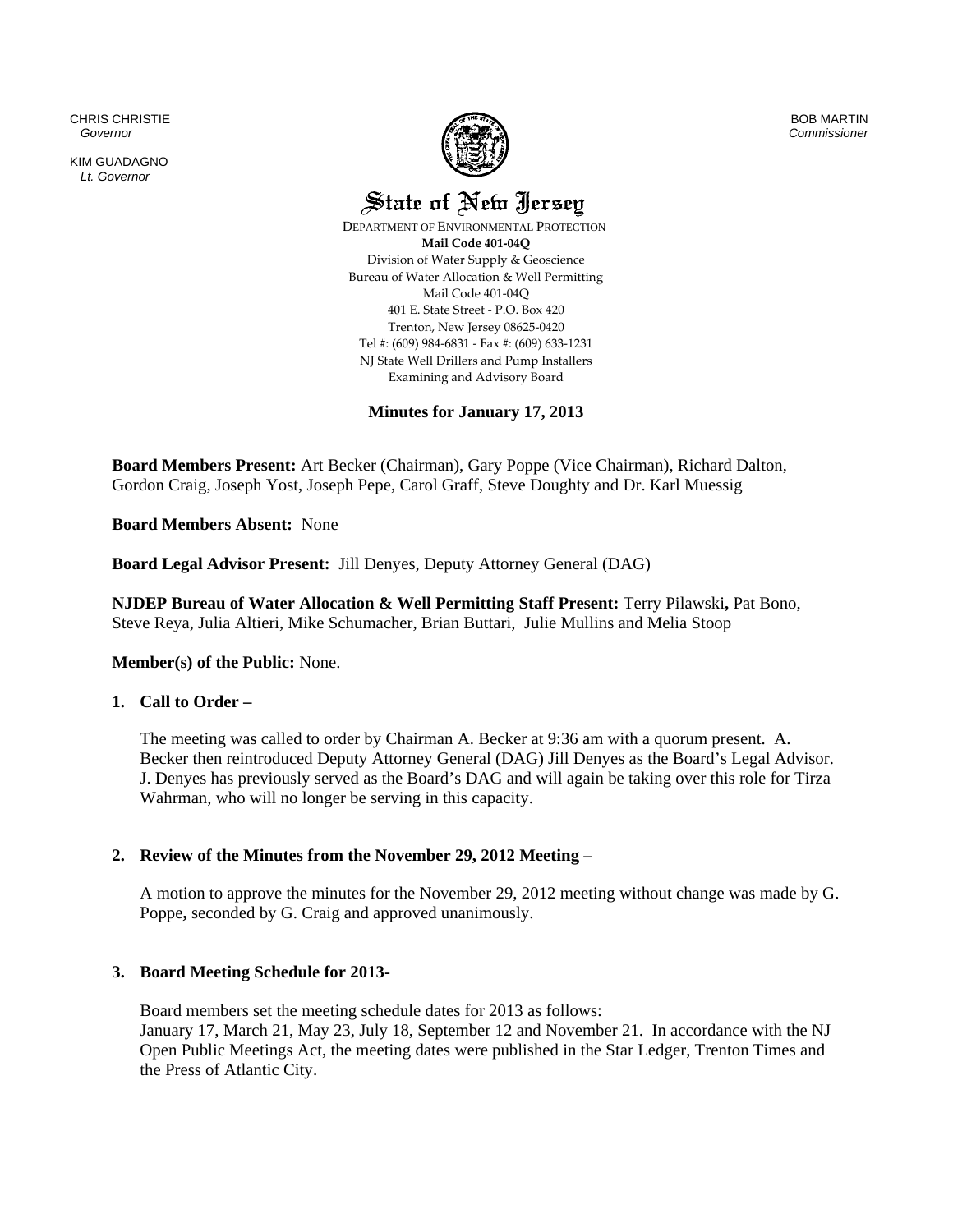CHRIS CHRISTIE
*Governor*

KIM GUADAGNO
*Lt. Governor*

BOB MARTIN
*Commissioner*

# State of New Jersey

DEPARTMENT OF ENVIRONMENTAL PROTECTION
**Mail Code 401-04Q**
Division of Water Supply & Geoscience
Bureau of Water Allocation & Well Permitting
Mail Code 401-04Q
401 E. State Street - P.O. Box 420
Trenton, New Jersey 08625-0420
Tel #: (609) 984-6831 - Fax #: (609) 633-1231
NJ State Well Drillers and Pump Installers
Examining and Advisory Board

## Minutes for January 17, 2013

**Board Members Present:** Art Becker (Chairman), Gary Poppe (Vice Chairman), Richard Dalton, Gordon Craig, Joseph Yost, Joseph Pepe, Carol Graff, Steve Doughty and Dr. Karl Muessig

**Board Members Absent:** None

**Board Legal Advisor Present:** Jill Denyes, Deputy Attorney General (DAG)

**NJDEP Bureau of Water Allocation & Well Permitting Staff Present:** Terry Pilawski**,** Pat Bono, Steve Reya, Julia Altieri, Mike Schumacher, Brian Buttari, Julie Mullins and Melia Stoop

**Member(s) of the Public:** None.

### 1. Call to Order –

The meeting was called to order by Chairman A. Becker at 9:36 am with a quorum present. A. Becker then reintroduced Deputy Attorney General (DAG) Jill Denyes as the Board's Legal Advisor. J. Denyes has previously served as the Board's DAG and will again be taking over this role for Tirza Wahrman, who will no longer be serving in this capacity.

### 2. Review of the Minutes from the November 29, 2012 Meeting –

A motion to approve the minutes for the November 29, 2012 meeting without change was made by G. Poppe**,** seconded by G. Craig and approved unanimously.

### 3. Board Meeting Schedule for 2013-

Board members set the meeting schedule dates for 2013 as follows:
January 17, March 21, May 23, July 18, September 12 and November 21. In accordance with the NJ Open Public Meetings Act, the meeting dates were published in the Star Ledger, Trenton Times and the Press of Atlantic City.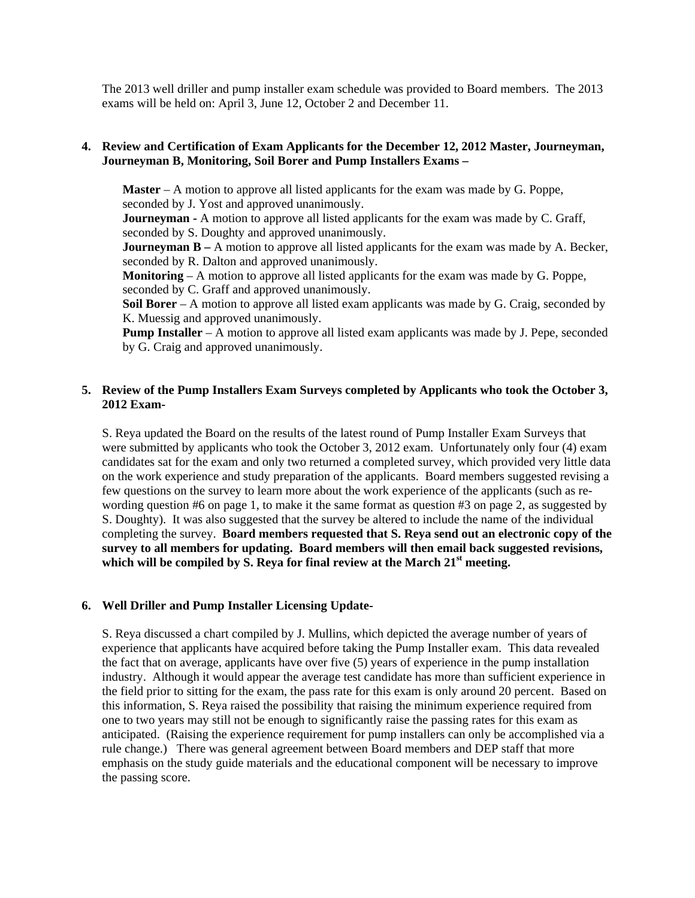The 2013 well driller and pump installer exam schedule was provided to Board members. The 2013 exams will be held on: April 3, June 12, October 2 and December 11.

**4. Review and Certification of Exam Applicants for the December 12, 2012 Master, Journeyman, Journeyman B, Monitoring, Soil Borer and Pump Installers Exams –**

**Master** – A motion to approve all listed applicants for the exam was made by G. Poppe, seconded by J. Yost and approved unanimously.
**Journeyman -** A motion to approve all listed applicants for the exam was made by C. Graff, seconded by S. Doughty and approved unanimously.
**Journeyman B –** A motion to approve all listed applicants for the exam was made by A. Becker, seconded by R. Dalton and approved unanimously.
**Monitoring** – A motion to approve all listed applicants for the exam was made by G. Poppe, seconded by C. Graff and approved unanimously.
**Soil Borer** – A motion to approve all listed exam applicants was made by G. Craig, seconded by K. Muessig and approved unanimously.
**Pump Installer** – A motion to approve all listed exam applicants was made by J. Pepe, seconded by G. Craig and approved unanimously.

**5. Review of the Pump Installers Exam Surveys completed by Applicants who took the October 3, 2012 Exam-**

S. Reya updated the Board on the results of the latest round of Pump Installer Exam Surveys that were submitted by applicants who took the October 3, 2012 exam. Unfortunately only four (4) exam candidates sat for the exam and only two returned a completed survey, which provided very little data on the work experience and study preparation of the applicants. Board members suggested revising a few questions on the survey to learn more about the work experience of the applicants (such as re-wording question #6 on page 1, to make it the same format as question #3 on page 2, as suggested by S. Doughty). It was also suggested that the survey be altered to include the name of the individual completing the survey. **Board members requested that S. Reya send out an electronic copy of the survey to all members for updating. Board members will then email back suggested revisions, which will be compiled by S. Reya for final review at the March 21st meeting.**

**6. Well Driller and Pump Installer Licensing Update-**

S. Reya discussed a chart compiled by J. Mullins, which depicted the average number of years of experience that applicants have acquired before taking the Pump Installer exam. This data revealed the fact that on average, applicants have over five (5) years of experience in the pump installation industry. Although it would appear the average test candidate has more than sufficient experience in the field prior to sitting for the exam, the pass rate for this exam is only around 20 percent. Based on this information, S. Reya raised the possibility that raising the minimum experience required from one to two years may still not be enough to significantly raise the passing rates for this exam as anticipated. (Raising the experience requirement for pump installers can only be accomplished via a rule change.) There was general agreement between Board members and DEP staff that more emphasis on the study guide materials and the educational component will be necessary to improve the passing score.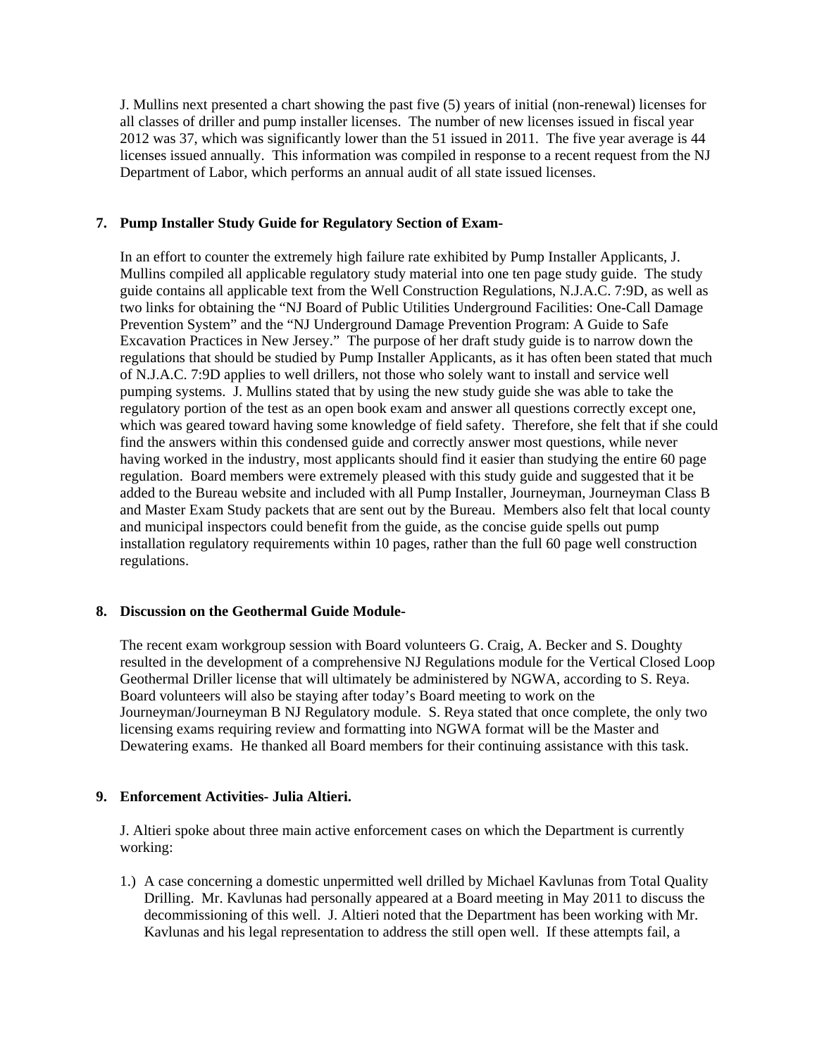J. Mullins next presented a chart showing the past five (5) years of initial (non-renewal) licenses for all classes of driller and pump installer licenses. The number of new licenses issued in fiscal year 2012 was 37, which was significantly lower than the 51 issued in 2011. The five year average is 44 licenses issued annually. This information was compiled in response to a recent request from the NJ Department of Labor, which performs an annual audit of all state issued licenses.

**7. Pump Installer Study Guide for Regulatory Section of Exam-**

In an effort to counter the extremely high failure rate exhibited by Pump Installer Applicants, J. Mullins compiled all applicable regulatory study material into one ten page study guide. The study guide contains all applicable text from the Well Construction Regulations, N.J.A.C. 7:9D, as well as two links for obtaining the "NJ Board of Public Utilities Underground Facilities: One-Call Damage Prevention System" and the "NJ Underground Damage Prevention Program: A Guide to Safe Excavation Practices in New Jersey." The purpose of her draft study guide is to narrow down the regulations that should be studied by Pump Installer Applicants, as it has often been stated that much of N.J.A.C. 7:9D applies to well drillers, not those who solely want to install and service well pumping systems. J. Mullins stated that by using the new study guide she was able to take the regulatory portion of the test as an open book exam and answer all questions correctly except one, which was geared toward having some knowledge of field safety. Therefore, she felt that if she could find the answers within this condensed guide and correctly answer most questions, while never having worked in the industry, most applicants should find it easier than studying the entire 60 page regulation. Board members were extremely pleased with this study guide and suggested that it be added to the Bureau website and included with all Pump Installer, Journeyman, Journeyman Class B and Master Exam Study packets that are sent out by the Bureau. Members also felt that local county and municipal inspectors could benefit from the guide, as the concise guide spells out pump installation regulatory requirements within 10 pages, rather than the full 60 page well construction regulations.

**8. Discussion on the Geothermal Guide Module-**

The recent exam workgroup session with Board volunteers G. Craig, A. Becker and S. Doughty resulted in the development of a comprehensive NJ Regulations module for the Vertical Closed Loop Geothermal Driller license that will ultimately be administered by NGWA, according to S. Reya. Board volunteers will also be staying after today's Board meeting to work on the Journeyman/Journeyman B NJ Regulatory module. S. Reya stated that once complete, the only two licensing exams requiring review and formatting into NGWA format will be the Master and Dewatering exams. He thanked all Board members for their continuing assistance with this task.

**9. Enforcement Activities- Julia Altieri.**

J. Altieri spoke about three main active enforcement cases on which the Department is currently working:

1.) A case concerning a domestic unpermitted well drilled by Michael Kavlunas from Total Quality Drilling. Mr. Kavlunas had personally appeared at a Board meeting in May 2011 to discuss the decommissioning of this well. J. Altieri noted that the Department has been working with Mr. Kavlunas and his legal representation to address the still open well. If these attempts fail, a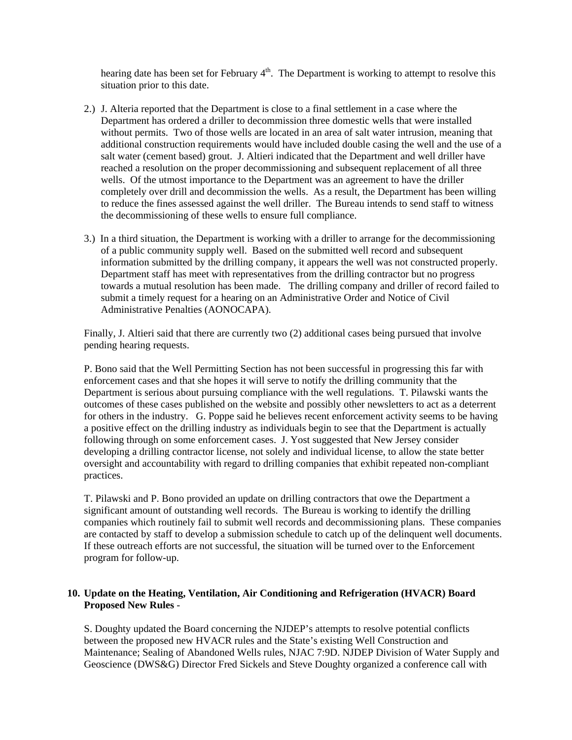hearing date has been set for February 4th. The Department is working to attempt to resolve this situation prior to this date.

2.) J. Alteria reported that the Department is close to a final settlement in a case where the Department has ordered a driller to decommission three domestic wells that were installed without permits. Two of those wells are located in an area of salt water intrusion, meaning that additional construction requirements would have included double casing the well and the use of a salt water (cement based) grout. J. Altieri indicated that the Department and well driller have reached a resolution on the proper decommissioning and subsequent replacement of all three wells. Of the utmost importance to the Department was an agreement to have the driller completely over drill and decommission the wells. As a result, the Department has been willing to reduce the fines assessed against the well driller. The Bureau intends to send staff to witness the decommissioning of these wells to ensure full compliance.

3.) In a third situation, the Department is working with a driller to arrange for the decommissioning of a public community supply well. Based on the submitted well record and subsequent information submitted by the drilling company, it appears the well was not constructed properly. Department staff has meet with representatives from the drilling contractor but no progress towards a mutual resolution has been made. The drilling company and driller of record failed to submit a timely request for a hearing on an Administrative Order and Notice of Civil Administrative Penalties (AONOCAPA).

Finally, J. Altieri said that there are currently two (2) additional cases being pursued that involve pending hearing requests.

P. Bono said that the Well Permitting Section has not been successful in progressing this far with enforcement cases and that she hopes it will serve to notify the drilling community that the Department is serious about pursuing compliance with the well regulations. T. Pilawski wants the outcomes of these cases published on the website and possibly other newsletters to act as a deterrent for others in the industry. G. Poppe said he believes recent enforcement activity seems to be having a positive effect on the drilling industry as individuals begin to see that the Department is actually following through on some enforcement cases. J. Yost suggested that New Jersey consider developing a drilling contractor license, not solely and individual license, to allow the state better oversight and accountability with regard to drilling companies that exhibit repeated non-compliant practices.

T. Pilawski and P. Bono provided an update on drilling contractors that owe the Department a significant amount of outstanding well records. The Bureau is working to identify the drilling companies which routinely fail to submit well records and decommissioning plans. These companies are contacted by staff to develop a submission schedule to catch up of the delinquent well documents. If these outreach efforts are not successful, the situation will be turned over to the Enforcement program for follow-up.

**10. Update on the Heating, Ventilation, Air Conditioning and Refrigeration (HVACR) Board Proposed New Rules** -

S. Doughty updated the Board concerning the NJDEP's attempts to resolve potential conflicts between the proposed new HVACR rules and the State's existing Well Construction and Maintenance; Sealing of Abandoned Wells rules, NJAC 7:9D. NJDEP Division of Water Supply and Geoscience (DWS&G) Director Fred Sickels and Steve Doughty organized a conference call with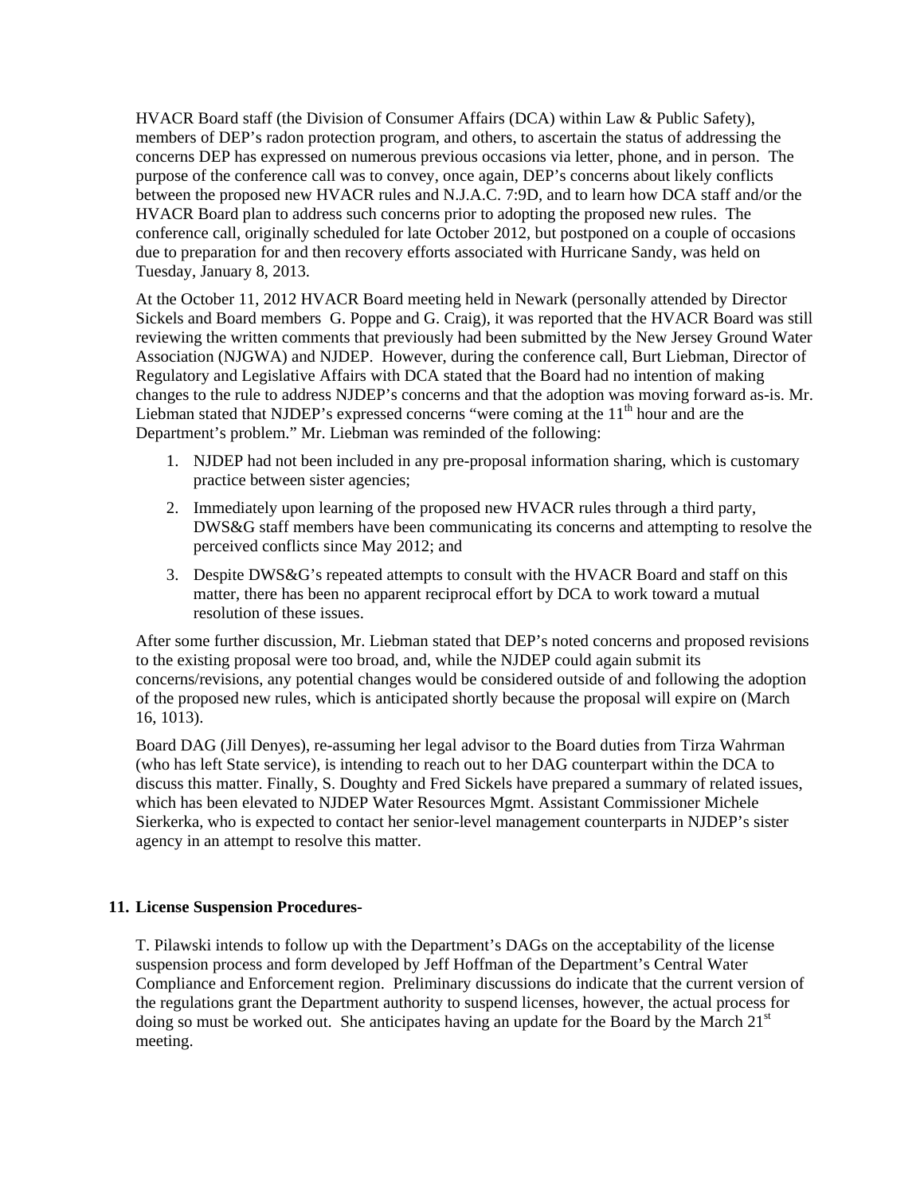HVACR Board staff (the Division of Consumer Affairs (DCA) within Law & Public Safety), members of DEP's radon protection program, and others, to ascertain the status of addressing the concerns DEP has expressed on numerous previous occasions via letter, phone, and in person. The purpose of the conference call was to convey, once again, DEP's concerns about likely conflicts between the proposed new HVACR rules and N.J.A.C. 7:9D, and to learn how DCA staff and/or the HVACR Board plan to address such concerns prior to adopting the proposed new rules. The conference call, originally scheduled for late October 2012, but postponed on a couple of occasions due to preparation for and then recovery efforts associated with Hurricane Sandy, was held on Tuesday, January 8, 2013.

At the October 11, 2012 HVACR Board meeting held in Newark (personally attended by Director Sickels and Board members G. Poppe and G. Craig), it was reported that the HVACR Board was still reviewing the written comments that previously had been submitted by the New Jersey Ground Water Association (NJGWA) and NJDEP. However, during the conference call, Burt Liebman, Director of Regulatory and Legislative Affairs with DCA stated that the Board had no intention of making changes to the rule to address NJDEP's concerns and that the adoption was moving forward as-is. Mr. Liebman stated that NJDEP's expressed concerns "were coming at the 11th hour and are the Department's problem." Mr. Liebman was reminded of the following:

1. NJDEP had not been included in any pre-proposal information sharing, which is customary practice between sister agencies;
2. Immediately upon learning of the proposed new HVACR rules through a third party, DWS&G staff members have been communicating its concerns and attempting to resolve the perceived conflicts since May 2012; and
3. Despite DWS&G's repeated attempts to consult with the HVACR Board and staff on this matter, there has been no apparent reciprocal effort by DCA to work toward a mutual resolution of these issues.

After some further discussion, Mr. Liebman stated that DEP's noted concerns and proposed revisions to the existing proposal were too broad, and, while the NJDEP could again submit its concerns/revisions, any potential changes would be considered outside of and following the adoption of the proposed new rules, which is anticipated shortly because the proposal will expire on (March 16, 1013).

Board DAG (Jill Denyes), re-assuming her legal advisor to the Board duties from Tirza Wahrman (who has left State service), is intending to reach out to her DAG counterpart within the DCA to discuss this matter. Finally, S. Doughty and Fred Sickels have prepared a summary of related issues, which has been elevated to NJDEP Water Resources Mgmt. Assistant Commissioner Michele Sierkerka, who is expected to contact her senior-level management counterparts in NJDEP's sister agency in an attempt to resolve this matter.

**11. License Suspension Procedures-**

T. Pilawski intends to follow up with the Department's DAGs on the acceptability of the license suspension process and form developed by Jeff Hoffman of the Department's Central Water Compliance and Enforcement region. Preliminary discussions do indicate that the current version of the regulations grant the Department authority to suspend licenses, however, the actual process for doing so must be worked out. She anticipates having an update for the Board by the March 21st meeting.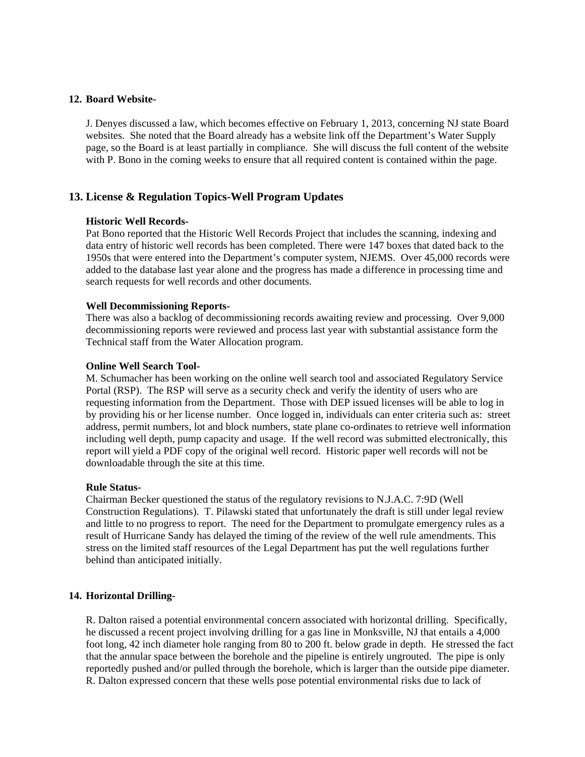## 12. Board Website-

J. Denyes discussed a law, which becomes effective on February 1, 2013, concerning NJ state Board websites. She noted that the Board already has a website link off the Department's Water Supply page, so the Board is at least partially in compliance. She will discuss the full content of the website with P. Bono in the coming weeks to ensure that all required content is contained within the page.

## 13. License & Regulation Topics-Well Program Updates

**Historic Well Records-**
Pat Bono reported that the Historic Well Records Project that includes the scanning, indexing and data entry of historic well records has been completed. There were 147 boxes that dated back to the 1950s that were entered into the Department's computer system, NJEMS. Over 45,000 records were added to the database last year alone and the progress has made a difference in processing time and search requests for well records and other documents.

**Well Decommissioning Reports-**
There was also a backlog of decommissioning records awaiting review and processing. Over 9,000 decommissioning reports were reviewed and process last year with substantial assistance form the Technical staff from the Water Allocation program.

**Online Well Search Tool-**
M. Schumacher has been working on the online well search tool and associated Regulatory Service Portal (RSP). The RSP will serve as a security check and verify the identity of users who are requesting information from the Department. Those with DEP issued licenses will be able to log in by providing his or her license number. Once logged in, individuals can enter criteria such as: street address, permit numbers, lot and block numbers, state plane co-ordinates to retrieve well information including well depth, pump capacity and usage. If the well record was submitted electronically, this report will yield a PDF copy of the original well record. Historic paper well records will not be downloadable through the site at this time.

**Rule Status-**
Chairman Becker questioned the status of the regulatory revisions to N.J.A.C. 7:9D (Well Construction Regulations). T. Pilawski stated that unfortunately the draft is still under legal review and little to no progress to report. The need for the Department to promulgate emergency rules as a result of Hurricane Sandy has delayed the timing of the review of the well rule amendments. This stress on the limited staff resources of the Legal Department has put the well regulations further behind than anticipated initially.

## 14. Horizontal Drilling-

R. Dalton raised a potential environmental concern associated with horizontal drilling. Specifically, he discussed a recent project involving drilling for a gas line in Monksville, NJ that entails a 4,000 foot long, 42 inch diameter hole ranging from 80 to 200 ft. below grade in depth. He stressed the fact that the annular space between the borehole and the pipeline is entirely ungrouted. The pipe is only reportedly pushed and/or pulled through the borehole, which is larger than the outside pipe diameter. R. Dalton expressed concern that these wells pose potential environmental risks due to lack of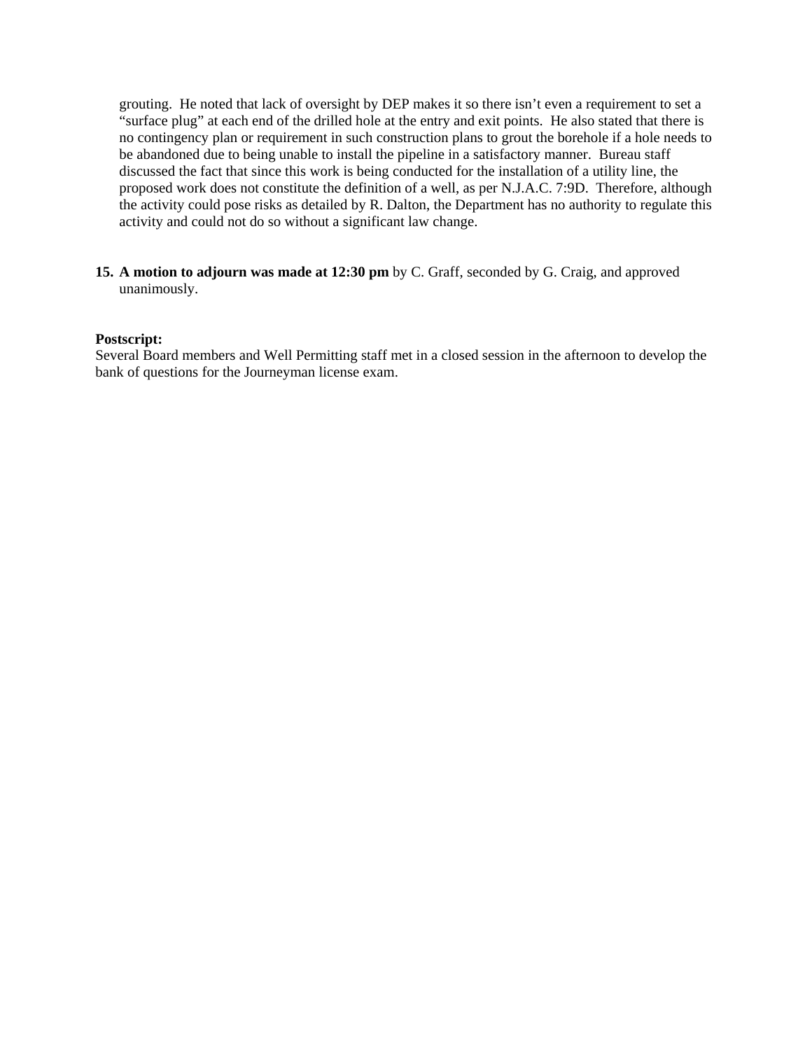grouting. He noted that lack of oversight by DEP makes it so there isn't even a requirement to set a "surface plug" at each end of the drilled hole at the entry and exit points. He also stated that there is no contingency plan or requirement in such construction plans to grout the borehole if a hole needs to be abandoned due to being unable to install the pipeline in a satisfactory manner. Bureau staff discussed the fact that since this work is being conducted for the installation of a utility line, the proposed work does not constitute the definition of a well, as per N.J.A.C. 7:9D. Therefore, although the activity could pose risks as detailed by R. Dalton, the Department has no authority to regulate this activity and could not do so without a significant law change.

15. **A motion to adjourn was made at 12:30 pm** by C. Graff, seconded by G. Craig, and approved unanimously.

**Postscript:**
Several Board members and Well Permitting staff met in a closed session in the afternoon to develop the bank of questions for the Journeyman license exam.